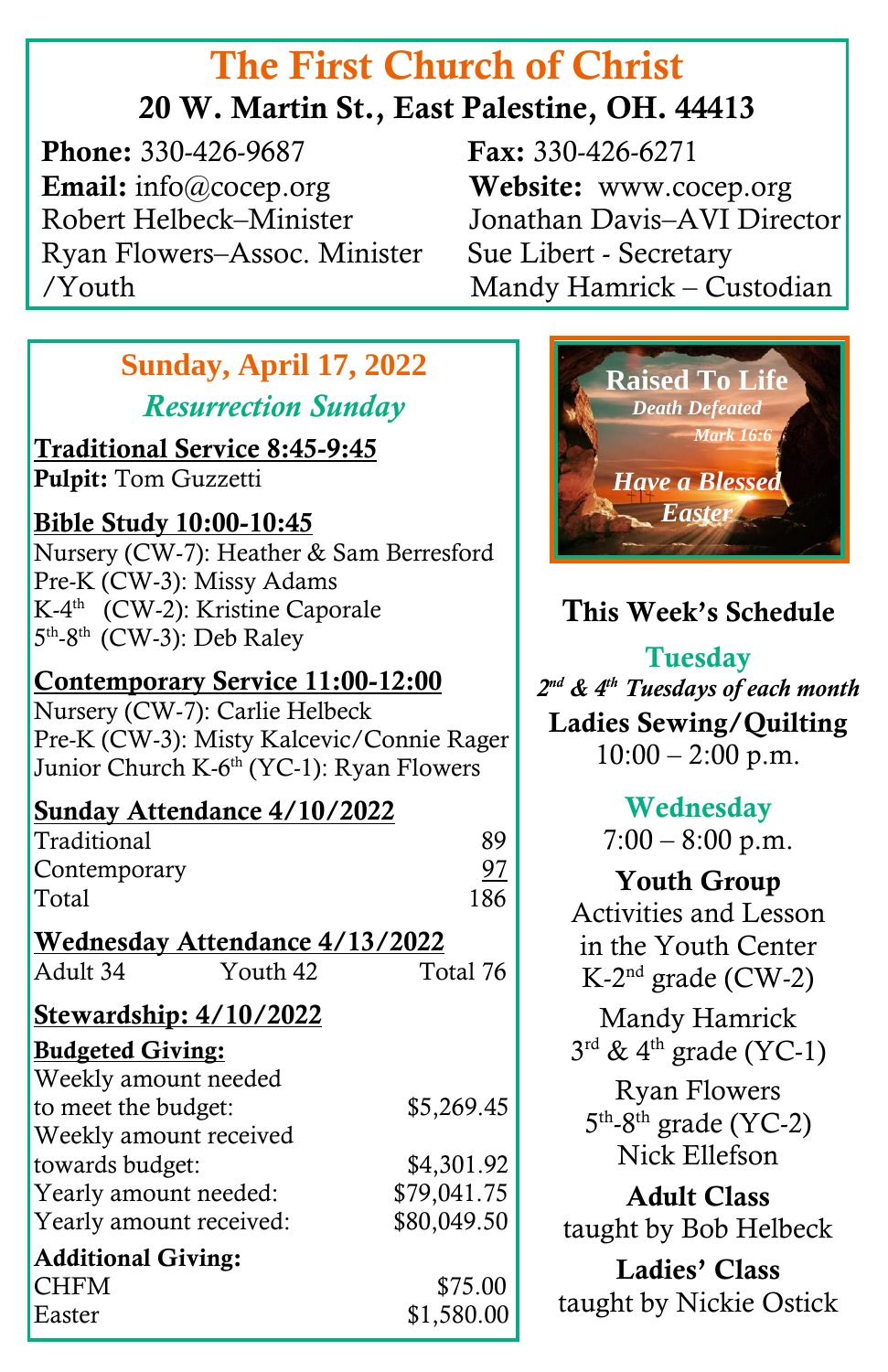# The First Church of Christ

## 20 W. Martin St., East Palestine, OH. 44413

**Phone:** 330-426-9687
**Fax:** 330-426-6271
**Email:** info@cocep.org
**Website:** www.cocep.org
Robert Helbeck–Minister
Jonathan Davis–AVI Director
Ryan Flowers–Assoc. Minister /Youth
Sue Libert - Secretary
Mandy Hamrick – Custodian

## Sunday, April 17, 2022

### *Resurrection Sunday*

**Traditional Service 8:45-9:45**
**Pulpit:** Tom Guzzetti

**Bible Study 10:00-10:45**
Nursery (CW-7): Heather & Sam Berresford
Pre-K (CW-3): Missy Adams
K-4th (CW-2): Kristine Caporale
5th-8th (CW-3): Deb Raley

**Contemporary Service 11:00-12:00**
Nursery (CW-7): Carlie Helbeck
Pre-K (CW-3): Misty Kalcevic/Connie Rager
Junior Church K-6th (YC-1): Ryan Flowers

**Sunday Attendance 4/10/2022**

| | |
|---|---|
| Traditional | 89 |
| Contemporary | 97 |
| Total | 186 |

**Wednesday Attendance 4/13/2022**
Adult 34 Youth 42 Total 76

**Stewardship: 4/10/2022**

**Budgeted Giving:**

| | |
|---|---|
| Weekly amount needed to meet the budget: | $5,269.45 |
| Weekly amount received towards budget: | $4,301.92 |
| Yearly amount needed: | $79,041.75 |
| Yearly amount received: | $80,049.50 |

**Additional Giving:**

| | |
|---|---|
| CHFM | $75.00 |
| Easter | $1,580.00 |

**Raised To Life**
*Death Defeated*
*Mark 16:6*
*Have a Blessed Easter*

## This Week's Schedule

### Tuesday

*2nd & 4th Tuesdays of each month*
**Ladies Sewing/Quilting**
10:00 – 2:00 p.m.

### Wednesday

7:00 – 8:00 p.m.

**Youth Group**
Activities and Lesson in the Youth Center
K-2nd grade (CW-2)
Mandy Hamrick
3rd & 4th grade (YC-1)
Ryan Flowers
5th-8th grade (YC-2)
Nick Ellefson

**Adult Class**
taught by Bob Helbeck

**Ladies' Class**
taught by Nickie Ostick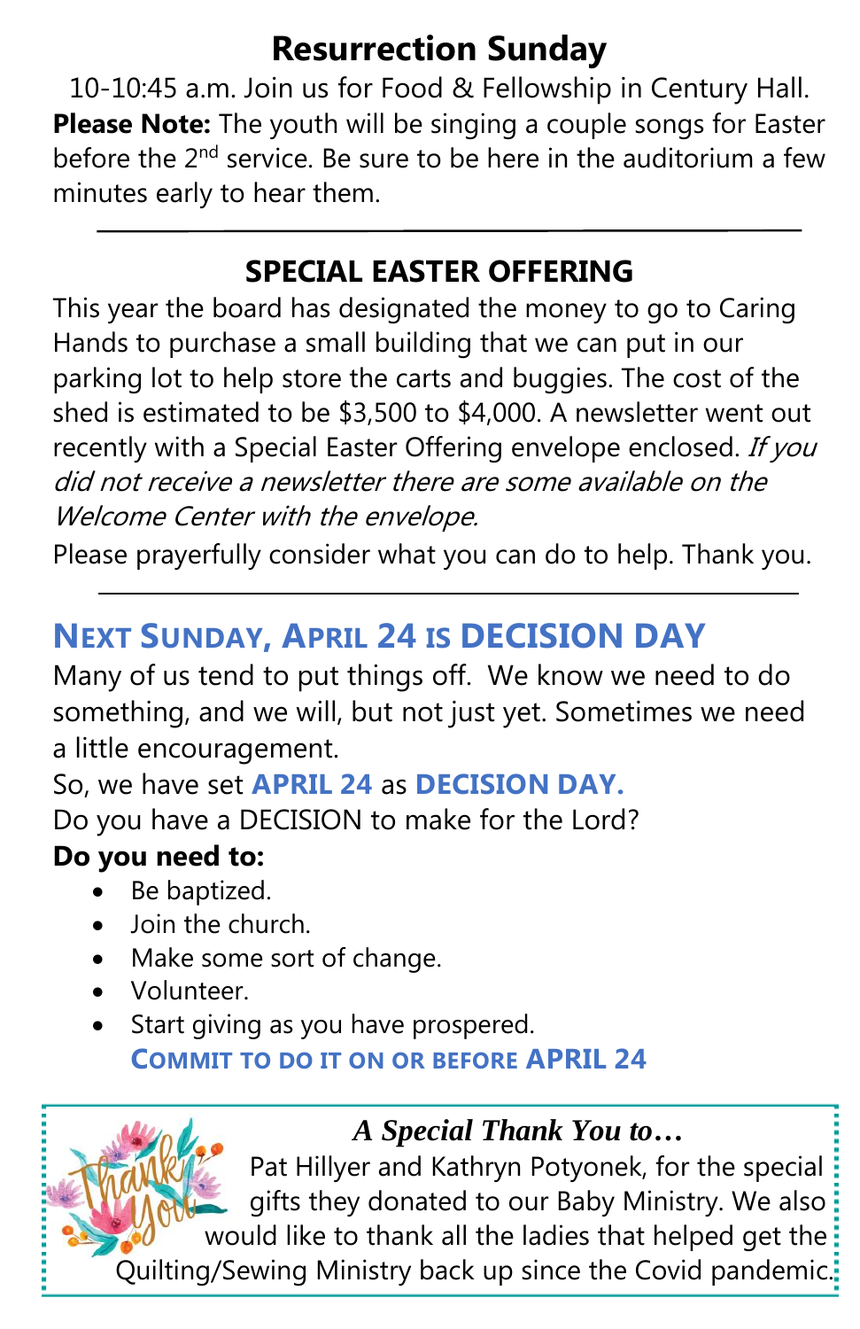## Resurrection Sunday

10-10:45 a.m. Join us for Food & Fellowship in Century Hall. **Please Note:** The youth will be singing a couple songs for Easter before the 2nd service. Be sure to be here in the auditorium a few minutes early to hear them.

---

## SPECIAL EASTER OFFERING

This year the board has designated the money to go to Caring Hands to purchase a small building that we can put in our parking lot to help store the carts and buggies. The cost of the shed is estimated to be $3,500 to $4,000. A newsletter went out recently with a Special Easter Offering envelope enclosed. *If you did not receive a newsletter there are some available on the Welcome Center with the envelope.*

Please prayerfully consider what you can do to help. Thank you.

---

## NEXT SUNDAY, APRIL 24 IS DECISION DAY

Many of us tend to put things off. We know we need to do something, and we will, but not just yet. Sometimes we need a little encouragement.

So, we have set **APRIL 24** as **DECISION DAY.**

Do you have a DECISION to make for the Lord?

**Do you need to:**

- Be baptized.
- Join the church.
- Make some sort of change.
- Volunteer.
- Start giving as you have prospered.

**COMMIT TO DO IT ON OR BEFORE APRIL 24**

---

### *A Special Thank You to…*

Pat Hillyer and Kathryn Potyonek, for the special gifts they donated to our Baby Ministry. We also would like to thank all the ladies that helped get the Quilting/Sewing Ministry back up since the Covid pandemic.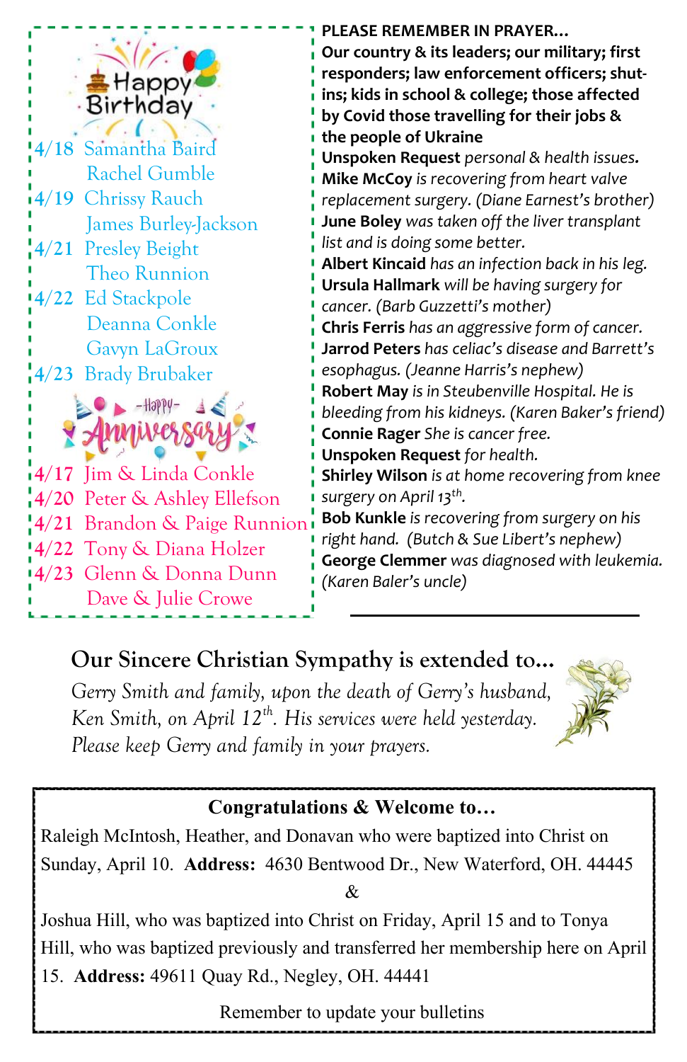## Happy Birthday

- 4/18 Samantha Baird
  - Rachel Gumble
- 4/19 Chrissy Rauch
  - James Burley-Jackson
- 4/21 Presley Beight
  - Theo Runnion
- 4/22 Ed Stackpole
  - Deanna Conkle
  - Gavyn LaGroux
- 4/23 Brady Brubaker

## Happy Anniversary

- 4/17 Jim & Linda Conkle
- 4/20 Peter & Ashley Ellefson
- 4/21 Brandon & Paige Runnion
- 4/22 Tony & Diana Holzer
- 4/23 Glenn & Donna Dunn
  - Dave & Julie Crowe

**PLEASE REMEMBER IN PRAYER...**

**Our country & its leaders; our military; first responders; law enforcement officers; shut-ins; kids in school & college; those affected by Covid those travelling for their jobs & the people of Ukraine**

**Unspoken Request** *personal & health issues.*

**Mike McCoy** *is recovering from heart valve replacement surgery. (Diane Earnest's brother)*

**June Boley** *was taken off the liver transplant list and is doing some better.*

**Albert Kincaid** *has an infection back in his leg.*

**Ursula Hallmark** *will be having surgery for cancer. (Barb Guzzetti's mother)*

**Chris Ferris** *has an aggressive form of cancer.*

**Jarrod Peters** *has celiac's disease and Barrett's esophagus. (Jeanne Harris's nephew)*

**Robert May** *is in Steubenville Hospital. He is bleeding from his kidneys. (Karen Baker's friend)*

**Connie Rager** *She is cancer free.*

**Unspoken Request** *for health.*

**Shirley Wilson** *is at home recovering from knee surgery on April 13th.*

**Bob Kunkle** *is recovering from surgery on his right hand. (Butch & Sue Libert's nephew)*

**George Clemmer** *was diagnosed with leukemia. (Karen Baler's uncle)*

---

## Our Sincere Christian Sympathy is extended to...

*Gerry Smith and family, upon the death of Gerry's husband, Ken Smith, on April 12th. His services were held yesterday. Please keep Gerry and family in your prayers.*

## Congratulations & Welcome to…

Raleigh McIntosh, Heather, and Donavan who were baptized into Christ on Sunday, April 10. **Address:** 4630 Bentwood Dr., New Waterford, OH. 44445

&

Joshua Hill, who was baptized into Christ on Friday, April 15 and to Tonya Hill, who was baptized previously and transferred her membership here on April 15. **Address:** 49611 Quay Rd., Negley, OH. 44441

Remember to update your bulletins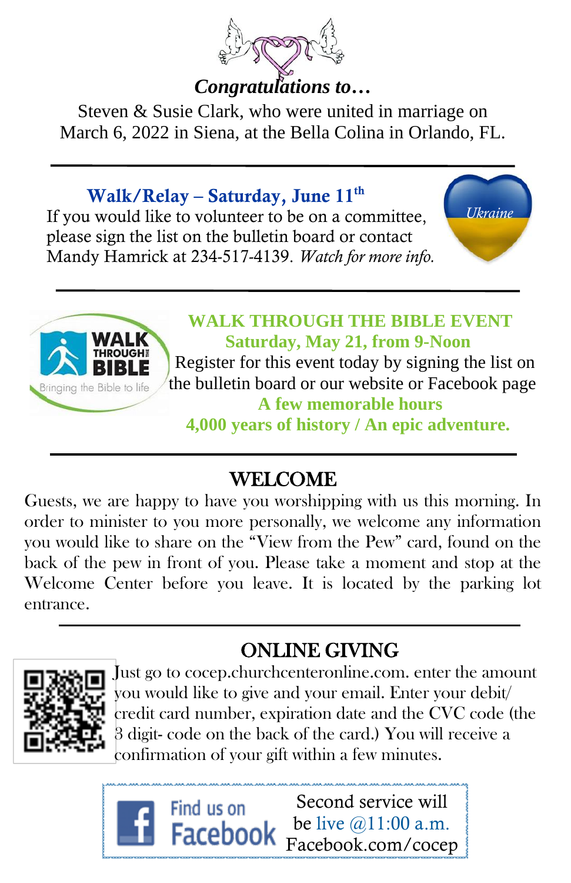***Congratulations to…***

Steven & Susie Clark, who were united in marriage on March 6, 2022 in Siena, at the Bella Colina in Orlando, FL.

---

**Walk/Relay – Saturday, June 11th**

If you would like to volunteer to be on a committee, please sign the list on the bulletin board or contact Mandy Hamrick at 234-517-4139. *Watch for more info.*

*Ukraine*

---

WALK THROUGH THE BIBLE

Bringing the Bible to life

**WALK THROUGH THE BIBLE EVENT**

**Saturday, May 21, from 9-Noon**

Register for this event today by signing the list on the bulletin board or our website or Facebook page

**A few memorable hours**

**4,000 years of history / An epic adventure.**

---

## WELCOME

Guests, we are happy to have you worshipping with us this morning. In order to minister to you more personally, we welcome any information you would like to share on the "View from the Pew" card, found on the back of the pew in front of you. Please take a moment and stop at the Welcome Center before you leave. It is located by the parking lot entrance.

---

## ONLINE GIVING

Just go to cocep.churchcenteronline.com. enter the amount you would like to give and your email. Enter your debit/ credit card number, expiration date and the CVC code (the 3 digit- code on the back of the card.) You will receive a confirmation of your gift within a few minutes.

Find us on Facebook

Second service will be live @11:00 a.m. Facebook.com/cocep